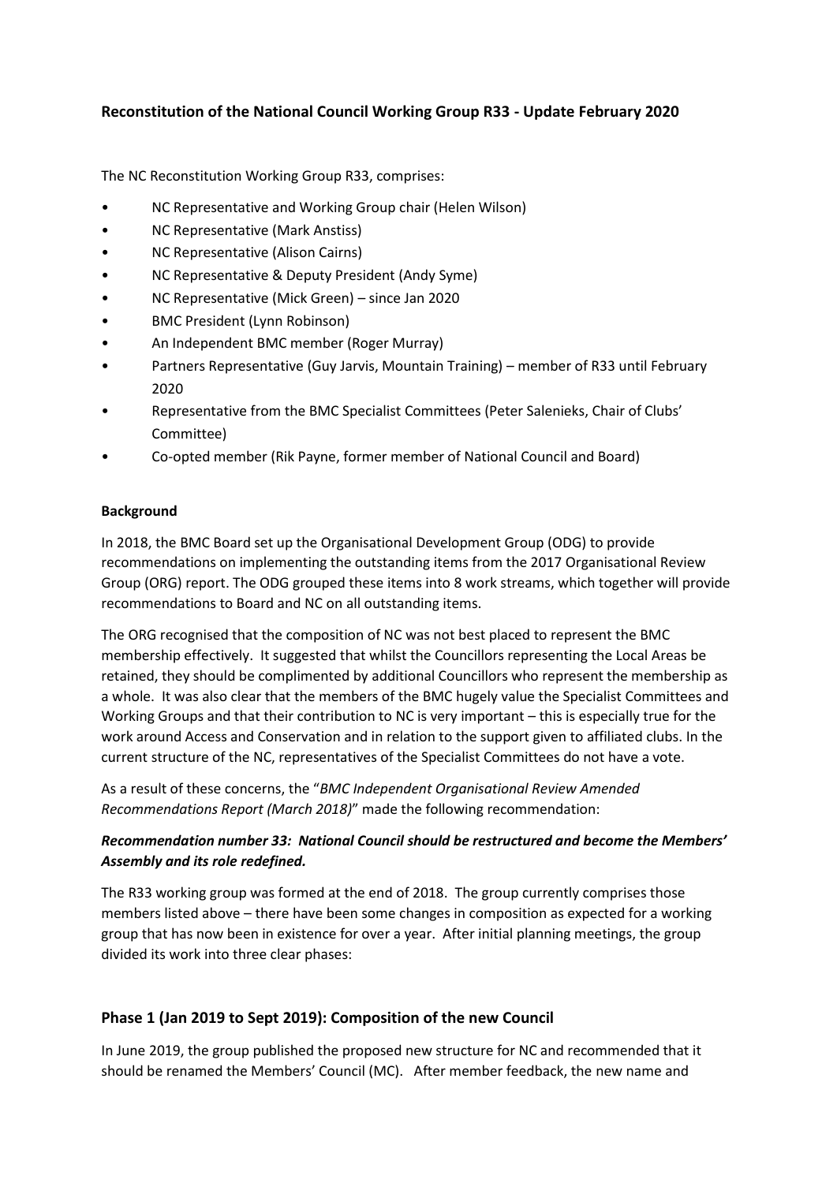## Reconstitution of the National Council Working Group R33 - Update February 2020

The NC Reconstitution Working Group R33, comprises:

- NC Representative and Working Group chair (Helen Wilson)
- NC Representative (Mark Anstiss)
- NC Representative (Alison Cairns)
- NC Representative & Deputy President (Andy Syme)
- NC Representative (Mick Green) – since Jan 2020
- BMC President (Lynn Robinson)
- An Independent BMC member (Roger Murray)
- Partners Representative (Guy Jarvis, Mountain Training) – member of R33 until February 2020
- Representative from the BMC Specialist Committees (Peter Salenieks, Chair of Clubs' Committee)
- Co-opted member (Rik Payne, former member of National Council and Board)

**Background**

In 2018, the BMC Board set up the Organisational Development Group (ODG) to provide recommendations on implementing the outstanding items from the 2017 Organisational Review Group (ORG) report. The ODG grouped these items into 8 work streams, which together will provide recommendations to Board and NC on all outstanding items.

The ORG recognised that the composition of NC was not best placed to represent the BMC membership effectively. It suggested that whilst the Councillors representing the Local Areas be retained, they should be complimented by additional Councillors who represent the membership as a whole. It was also clear that the members of the BMC hugely value the Specialist Committees and Working Groups and that their contribution to NC is very important – this is especially true for the work around Access and Conservation and in relation to the support given to affiliated clubs. In the current structure of the NC, representatives of the Specialist Committees do not have a vote.

As a result of these concerns, the "*BMC Independent Organisational Review Amended Recommendations Report (March 2018)*" made the following recommendation:

***Recommendation number 33: National Council should be restructured and become the Members' Assembly and its role redefined.***

The R33 working group was formed at the end of 2018. The group currently comprises those members listed above – there have been some changes in composition as expected for a working group that has now been in existence for over a year. After initial planning meetings, the group divided its work into three clear phases:

### Phase 1 (Jan 2019 to Sept 2019): Composition of the new Council

In June 2019, the group published the proposed new structure for NC and recommended that it should be renamed the Members' Council (MC). After member feedback, the new name and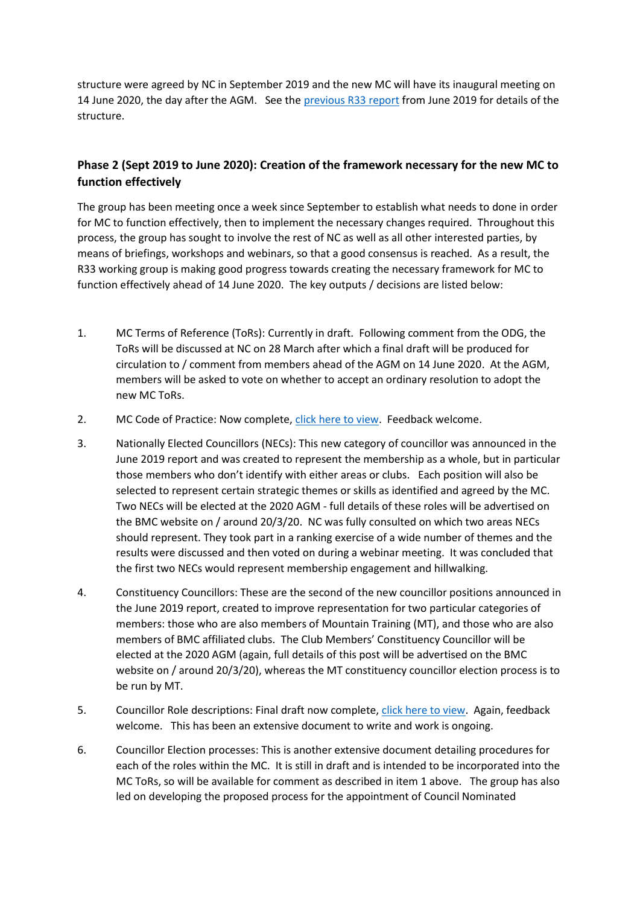structure were agreed by NC in September 2019 and the new MC will have its inaugural meeting on 14 June 2020, the day after the AGM. See the previous R33 report from June 2019 for details of the structure.

### Phase 2 (Sept 2019 to June 2020): Creation of the framework necessary for the new MC to function effectively

The group has been meeting once a week since September to establish what needs to done in order for MC to function effectively, then to implement the necessary changes required. Throughout this process, the group has sought to involve the rest of NC as well as all other interested parties, by means of briefings, workshops and webinars, so that a good consensus is reached. As a result, the R33 working group is making good progress towards creating the necessary framework for MC to function effectively ahead of 14 June 2020. The key outputs / decisions are listed below:

1. MC Terms of Reference (ToRs): Currently in draft. Following comment from the ODG, the ToRs will be discussed at NC on 28 March after which a final draft will be produced for circulation to / comment from members ahead of the AGM on 14 June 2020. At the AGM, members will be asked to vote on whether to accept an ordinary resolution to adopt the new MC ToRs.
2. MC Code of Practice: Now complete, click here to view. Feedback welcome.
3. Nationally Elected Councillors (NECs): This new category of councillor was announced in the June 2019 report and was created to represent the membership as a whole, but in particular those members who don't identify with either areas or clubs. Each position will also be selected to represent certain strategic themes or skills as identified and agreed by the MC. Two NECs will be elected at the 2020 AGM - full details of these roles will be advertised on the BMC website on / around 20/3/20. NC was fully consulted on which two areas NECs should represent. They took part in a ranking exercise of a wide number of themes and the results were discussed and then voted on during a webinar meeting. It was concluded that the first two NECs would represent membership engagement and hillwalking.
4. Constituency Councillors: These are the second of the new councillor positions announced in the June 2019 report, created to improve representation for two particular categories of members: those who are also members of Mountain Training (MT), and those who are also members of BMC affiliated clubs. The Club Members' Constituency Councillor will be elected at the 2020 AGM (again, full details of this post will be advertised on the BMC website on / around 20/3/20), whereas the MT constituency councillor election process is to be run by MT.
5. Councillor Role descriptions: Final draft now complete, click here to view. Again, feedback welcome. This has been an extensive document to write and work is ongoing.
6. Councillor Election processes: This is another extensive document detailing procedures for each of the roles within the MC. It is still in draft and is intended to be incorporated into the MC ToRs, so will be available for comment as described in item 1 above. The group has also led on developing the proposed process for the appointment of Council Nominated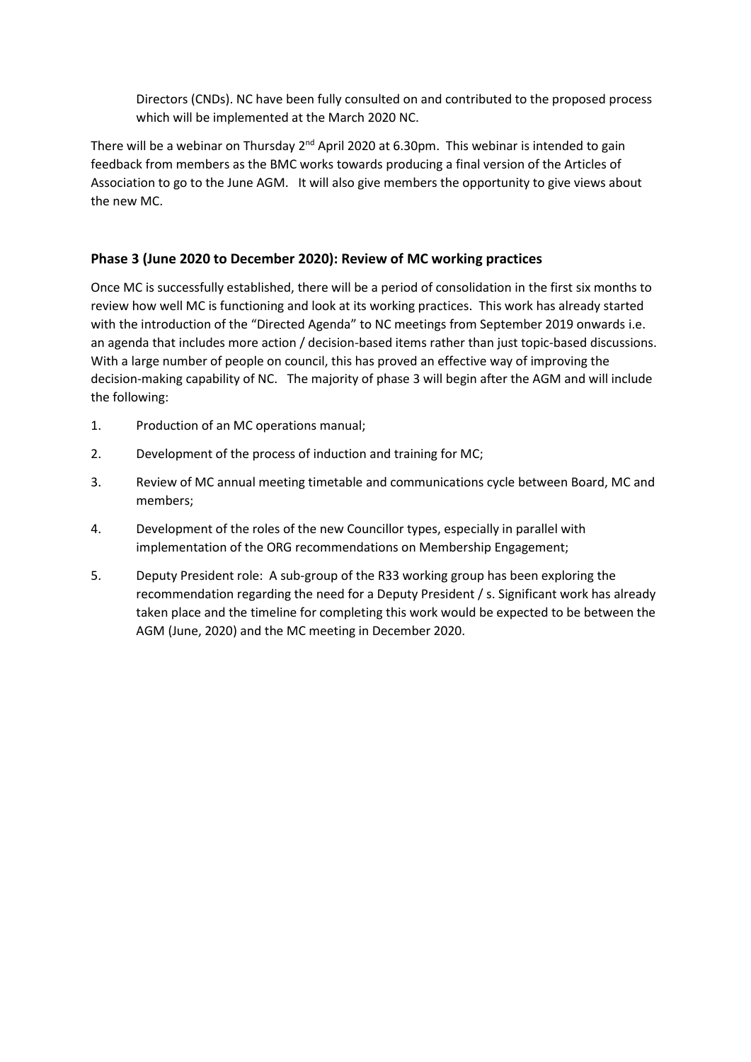Directors (CNDs). NC have been fully consulted on and contributed to the proposed process which will be implemented at the March 2020 NC.

There will be a webinar on Thursday 2nd April 2020 at 6.30pm. This webinar is intended to gain feedback from members as the BMC works towards producing a final version of the Articles of Association to go to the June AGM. It will also give members the opportunity to give views about the new MC.

### Phase 3 (June 2020 to December 2020): Review of MC working practices

Once MC is successfully established, there will be a period of consolidation in the first six months to review how well MC is functioning and look at its working practices. This work has already started with the introduction of the "Directed Agenda" to NC meetings from September 2019 onwards i.e. an agenda that includes more action / decision-based items rather than just topic-based discussions. With a large number of people on council, this has proved an effective way of improving the decision-making capability of NC. The majority of phase 3 will begin after the AGM and will include the following:

1. Production of an MC operations manual;
2. Development of the process of induction and training for MC;
3. Review of MC annual meeting timetable and communications cycle between Board, MC and members;
4. Development of the roles of the new Councillor types, especially in parallel with implementation of the ORG recommendations on Membership Engagement;
5. Deputy President role: A sub-group of the R33 working group has been exploring the recommendation regarding the need for a Deputy President / s. Significant work has already taken place and the timeline for completing this work would be expected to be between the AGM (June, 2020) and the MC meeting in December 2020.